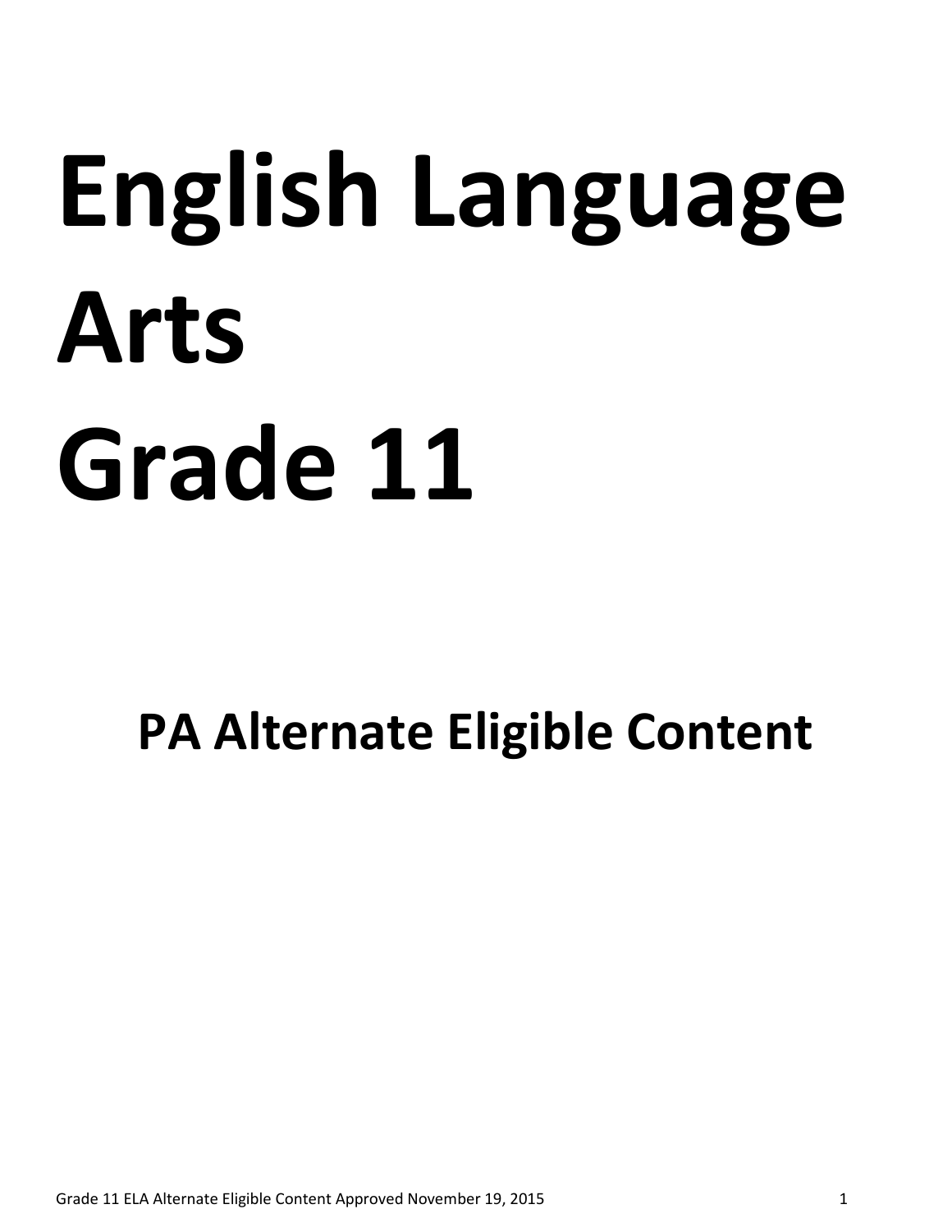# English Language Arts Grade 11

## PA Alternate Eligible Content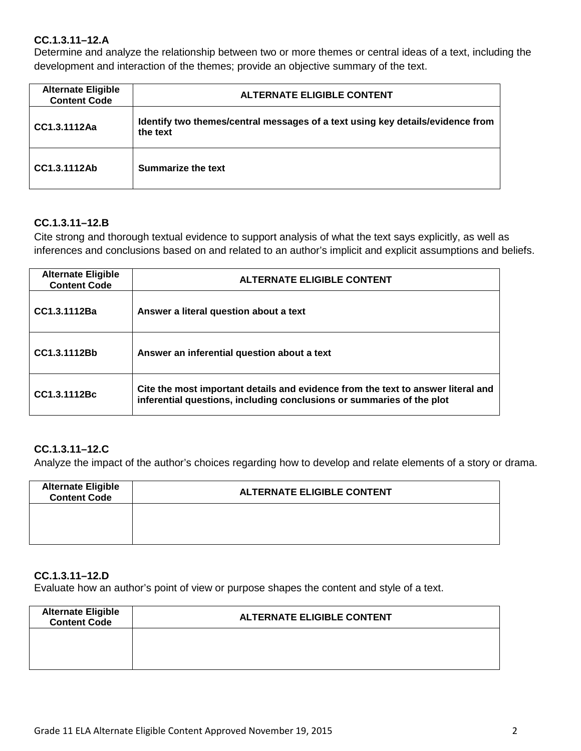**CC.1.3.11–12.A**

Determine and analyze the relationship between two or more themes or central ideas of a text, including the development and interaction of the themes; provide an objective summary of the text.

| Alternate Eligible Content Code | ALTERNATE ELIGIBLE CONTENT |
|---|---|
| CC1.3.1112Aa | Identify two themes/central messages of a text using key details/evidence from the text |
| CC1.3.1112Ab | Summarize the text |

**CC.1.3.11–12.B**

Cite strong and thorough textual evidence to support analysis of what the text says explicitly, as well as inferences and conclusions based on and related to an author's implicit and explicit assumptions and beliefs.

| Alternate Eligible Content Code | ALTERNATE ELIGIBLE CONTENT |
|---|---|
| CC1.3.1112Ba | Answer a literal question about a text |
| CC1.3.1112Bb | Answer an inferential question about a text |
| CC1.3.1112Bc | Cite the most important details and evidence from the text to answer literal and inferential questions, including conclusions or summaries of the plot |

**CC.1.3.11–12.C**

Analyze the impact of the author's choices regarding how to develop and relate elements of a story or drama.

| Alternate Eligible Content Code | ALTERNATE ELIGIBLE CONTENT |
|---|---|
| | |

**CC.1.3.11–12.D**

Evaluate how an author's point of view or purpose shapes the content and style of a text.

| Alternate Eligible Content Code | ALTERNATE ELIGIBLE CONTENT |
|---|---|
| | |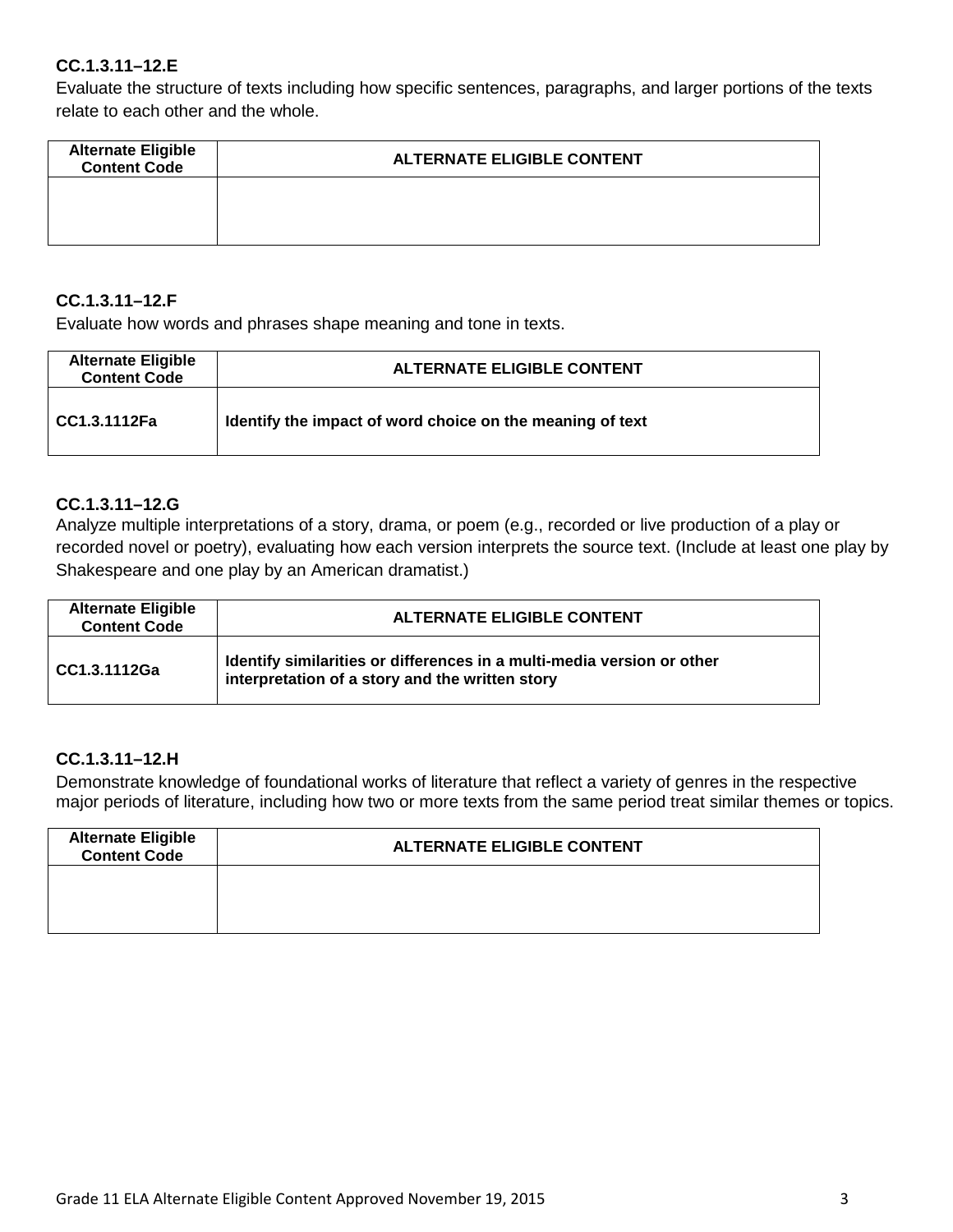**CC.1.3.11–12.E**

Evaluate the structure of texts including how specific sentences, paragraphs, and larger portions of the texts relate to each other and the whole.

| Alternate Eligible Content Code | ALTERNATE ELIGIBLE CONTENT |
|---|---|
| | |

**CC.1.3.11–12.F**

Evaluate how words and phrases shape meaning and tone in texts.

| Alternate Eligible Content Code | ALTERNATE ELIGIBLE CONTENT |
|---|---|
| **CC1.3.1112Fa** | **Identify the impact of word choice on the meaning of text** |

**CC.1.3.11–12.G**

Analyze multiple interpretations of a story, drama, or poem (e.g., recorded or live production of a play or recorded novel or poetry), evaluating how each version interprets the source text. (Include at least one play by Shakespeare and one play by an American dramatist.)

| Alternate Eligible Content Code | ALTERNATE ELIGIBLE CONTENT |
|---|---|
| **CC1.3.1112Ga** | **Identify similarities or differences in a multi-media version or other interpretation of a story and the written story** |

**CC.1.3.11–12.H**

Demonstrate knowledge of foundational works of literature that reflect a variety of genres in the respective major periods of literature, including how two or more texts from the same period treat similar themes or topics.

| Alternate Eligible Content Code | ALTERNATE ELIGIBLE CONTENT |
|---|---|
| | |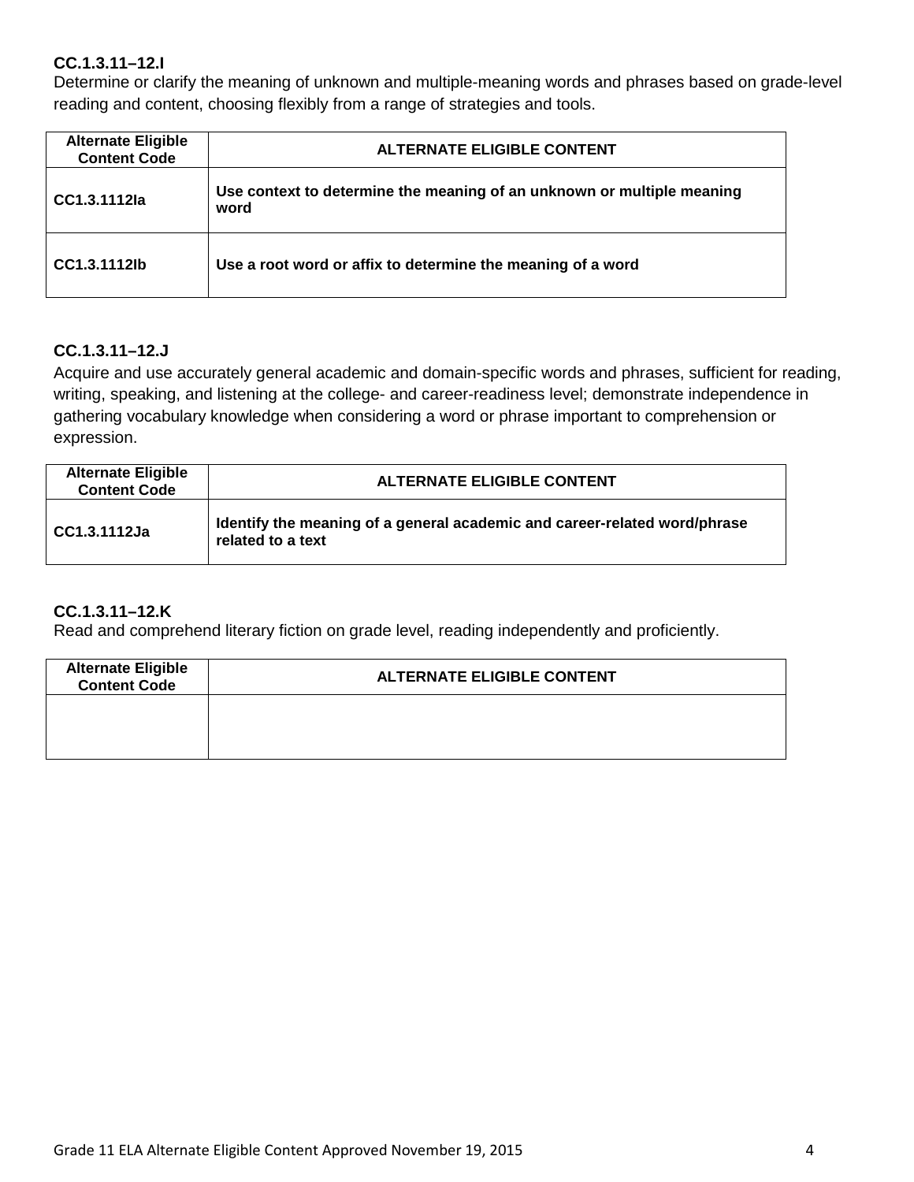**CC.1.3.11–12.I**

Determine or clarify the meaning of unknown and multiple-meaning words and phrases based on grade-level reading and content, choosing flexibly from a range of strategies and tools.

| Alternate Eligible Content Code | ALTERNATE ELIGIBLE CONTENT |
|---|---|
| **CC1.3.1112Ia** | **Use context to determine the meaning of an unknown or multiple meaning word** |
| **CC1.3.1112Ib** | **Use a root word or affix to determine the meaning of a word** |

**CC.1.3.11–12.J**

Acquire and use accurately general academic and domain-specific words and phrases, sufficient for reading, writing, speaking, and listening at the college- and career-readiness level; demonstrate independence in gathering vocabulary knowledge when considering a word or phrase important to comprehension or expression.

| Alternate Eligible Content Code | ALTERNATE ELIGIBLE CONTENT |
|---|---|
| **CC1.3.1112Ja** | **Identify the meaning of a general academic and career-related word/phrase related to a text** |

**CC.1.3.11–12.K**

Read and comprehend literary fiction on grade level, reading independently and proficiently.

| Alternate Eligible Content Code | ALTERNATE ELIGIBLE CONTENT |
|---|---|
| | |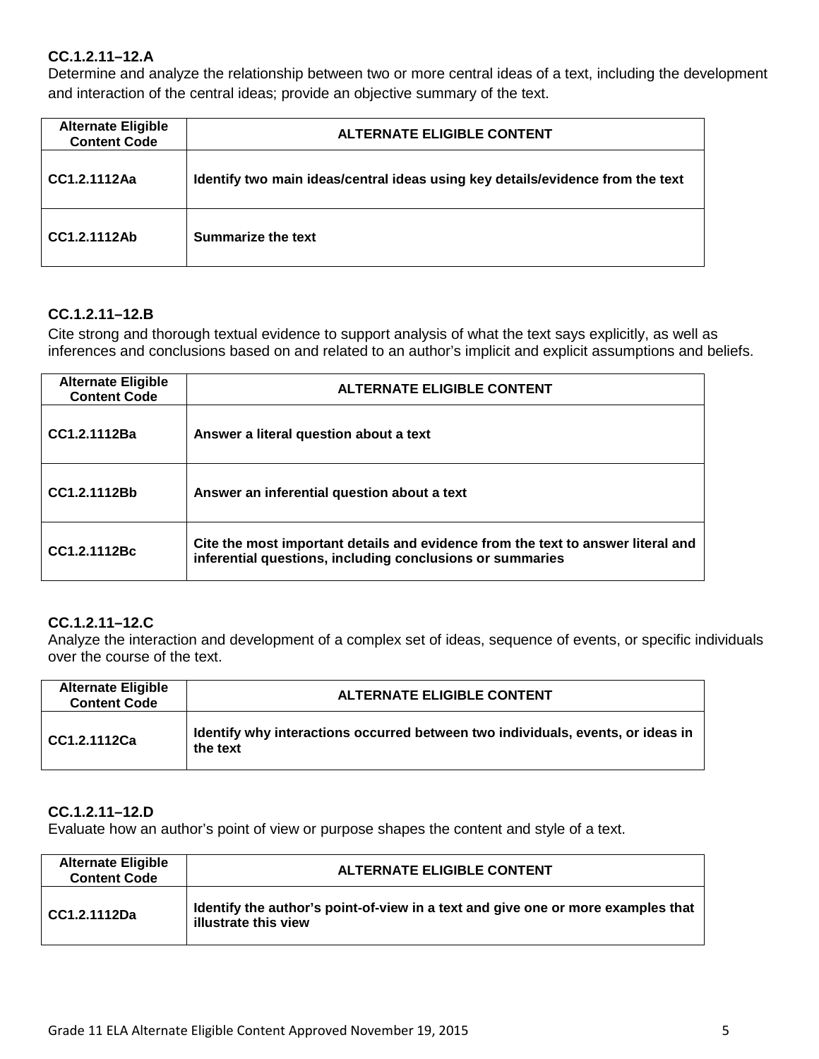### CC.1.2.11–12.A

Determine and analyze the relationship between two or more central ideas of a text, including the development and interaction of the central ideas; provide an objective summary of the text.

| Alternate Eligible Content Code | ALTERNATE ELIGIBLE CONTENT |
|---|---|
| **CC1.2.1112Aa** | **Identify two main ideas/central ideas using key details/evidence from the text** |
| **CC1.2.1112Ab** | **Summarize the text** |

### CC.1.2.11–12.B

Cite strong and thorough textual evidence to support analysis of what the text says explicitly, as well as inferences and conclusions based on and related to an author's implicit and explicit assumptions and beliefs.

| Alternate Eligible Content Code | ALTERNATE ELIGIBLE CONTENT |
|---|---|
| **CC1.2.1112Ba** | **Answer a literal question about a text** |
| **CC1.2.1112Bb** | **Answer an inferential question about a text** |
| **CC1.2.1112Bc** | **Cite the most important details and evidence from the text to answer literal and inferential questions, including conclusions or summaries** |

### CC.1.2.11–12.C

Analyze the interaction and development of a complex set of ideas, sequence of events, or specific individuals over the course of the text.

| Alternate Eligible Content Code | ALTERNATE ELIGIBLE CONTENT |
|---|---|
| **CC1.2.1112Ca** | **Identify why interactions occurred between two individuals, events, or ideas in the text** |

### CC.1.2.11–12.D

Evaluate how an author's point of view or purpose shapes the content and style of a text.

| Alternate Eligible Content Code | ALTERNATE ELIGIBLE CONTENT |
|---|---|
| **CC1.2.1112Da** | **Identify the author's point-of-view in a text and give one or more examples that illustrate this view** |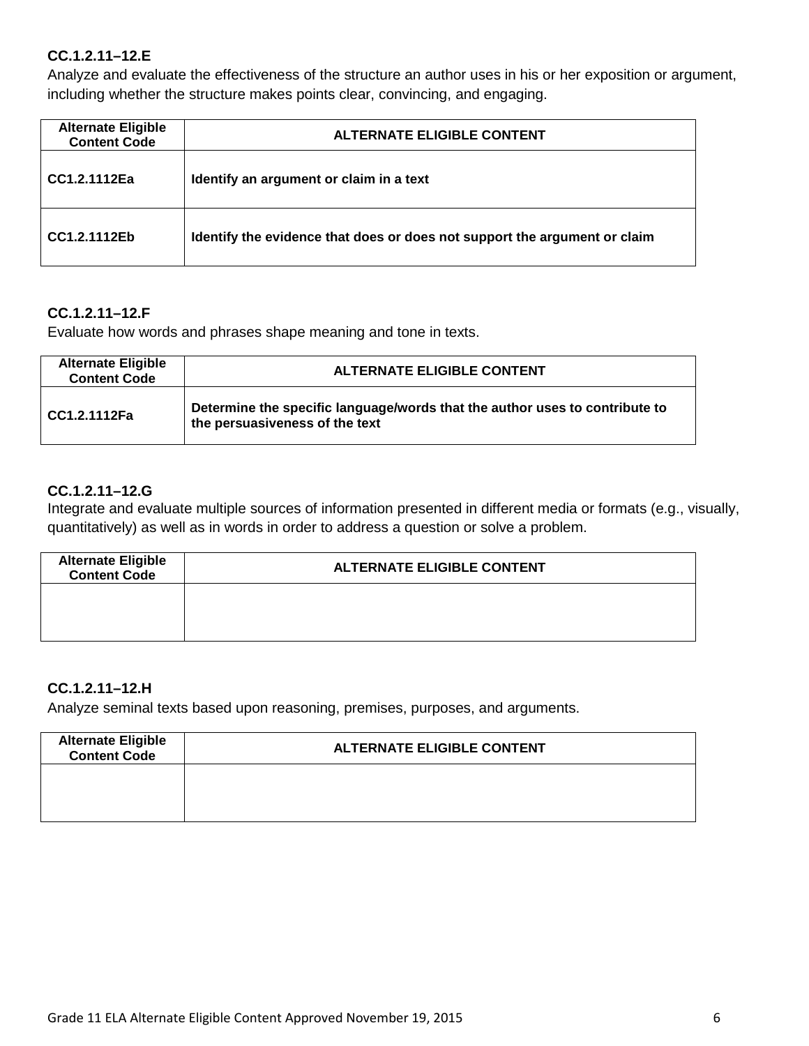**CC.1.2.11–12.E**

Analyze and evaluate the effectiveness of the structure an author uses in his or her exposition or argument, including whether the structure makes points clear, convincing, and engaging.

| Alternate Eligible Content Code | ALTERNATE ELIGIBLE CONTENT |
|---|---|
| **CC1.2.1112Ea** | **Identify an argument or claim in a text** |
| **CC1.2.1112Eb** | **Identify the evidence that does or does not support the argument or claim** |

**CC.1.2.11–12.F**

Evaluate how words and phrases shape meaning and tone in texts.

| Alternate Eligible Content Code | ALTERNATE ELIGIBLE CONTENT |
|---|---|
| **CC1.2.1112Fa** | **Determine the specific language/words that the author uses to contribute to the persuasiveness of the text** |

**CC.1.2.11–12.G**

Integrate and evaluate multiple sources of information presented in different media or formats (e.g., visually, quantitatively) as well as in words in order to address a question or solve a problem.

| Alternate Eligible Content Code | ALTERNATE ELIGIBLE CONTENT |
|---|---|
| | |

**CC.1.2.11–12.H**

Analyze seminal texts based upon reasoning, premises, purposes, and arguments.

| Alternate Eligible Content Code | ALTERNATE ELIGIBLE CONTENT |
|---|---|
| | |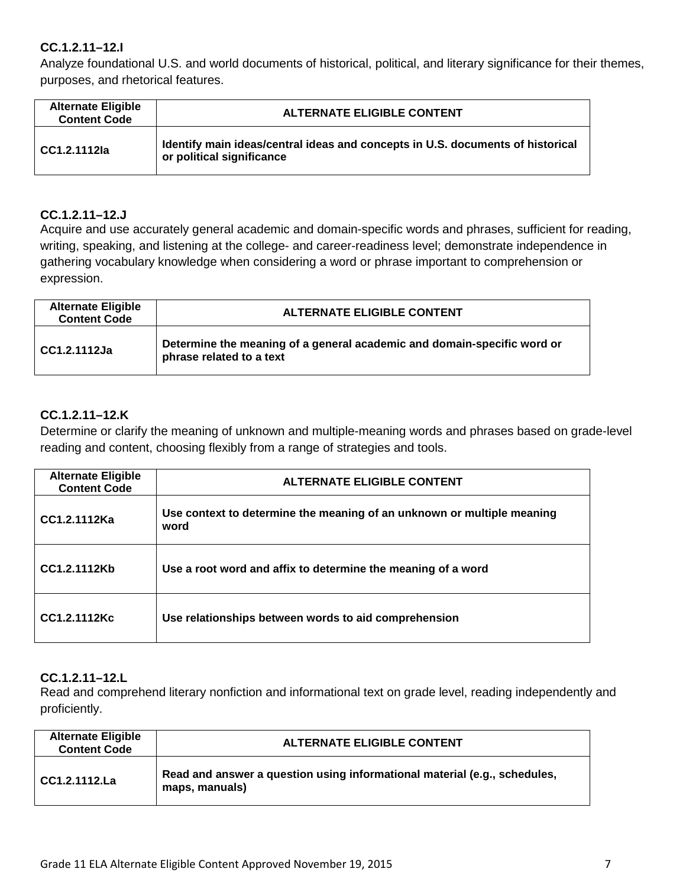**CC.1.2.11–12.I**

Analyze foundational U.S. and world documents of historical, political, and literary significance for their themes, purposes, and rhetorical features.

| Alternate Eligible Content Code | ALTERNATE ELIGIBLE CONTENT |
|---|---|
| CC1.2.1112Ia | Identify main ideas/central ideas and concepts in U.S. documents of historical or political significance |

**CC.1.2.11–12.J**

Acquire and use accurately general academic and domain-specific words and phrases, sufficient for reading, writing, speaking, and listening at the college- and career-readiness level; demonstrate independence in gathering vocabulary knowledge when considering a word or phrase important to comprehension or expression.

| Alternate Eligible Content Code | ALTERNATE ELIGIBLE CONTENT |
|---|---|
| CC1.2.1112Ja | Determine the meaning of a general academic and domain-specific word or phrase related to a text |

**CC.1.2.11–12.K**

Determine or clarify the meaning of unknown and multiple-meaning words and phrases based on grade-level reading and content, choosing flexibly from a range of strategies and tools.

| Alternate Eligible Content Code | ALTERNATE ELIGIBLE CONTENT |
|---|---|
| CC1.2.1112Ka | Use context to determine the meaning of an unknown or multiple meaning word |
| CC1.2.1112Kb | Use a root word and affix to determine the meaning of a word |
| CC1.2.1112Kc | Use relationships between words to aid comprehension |

**CC.1.2.11–12.L**

Read and comprehend literary nonfiction and informational text on grade level, reading independently and proficiently.

| Alternate Eligible Content Code | ALTERNATE ELIGIBLE CONTENT |
|---|---|
| CC1.2.1112.La | Read and answer a question using informational material (e.g., schedules, maps, manuals) |